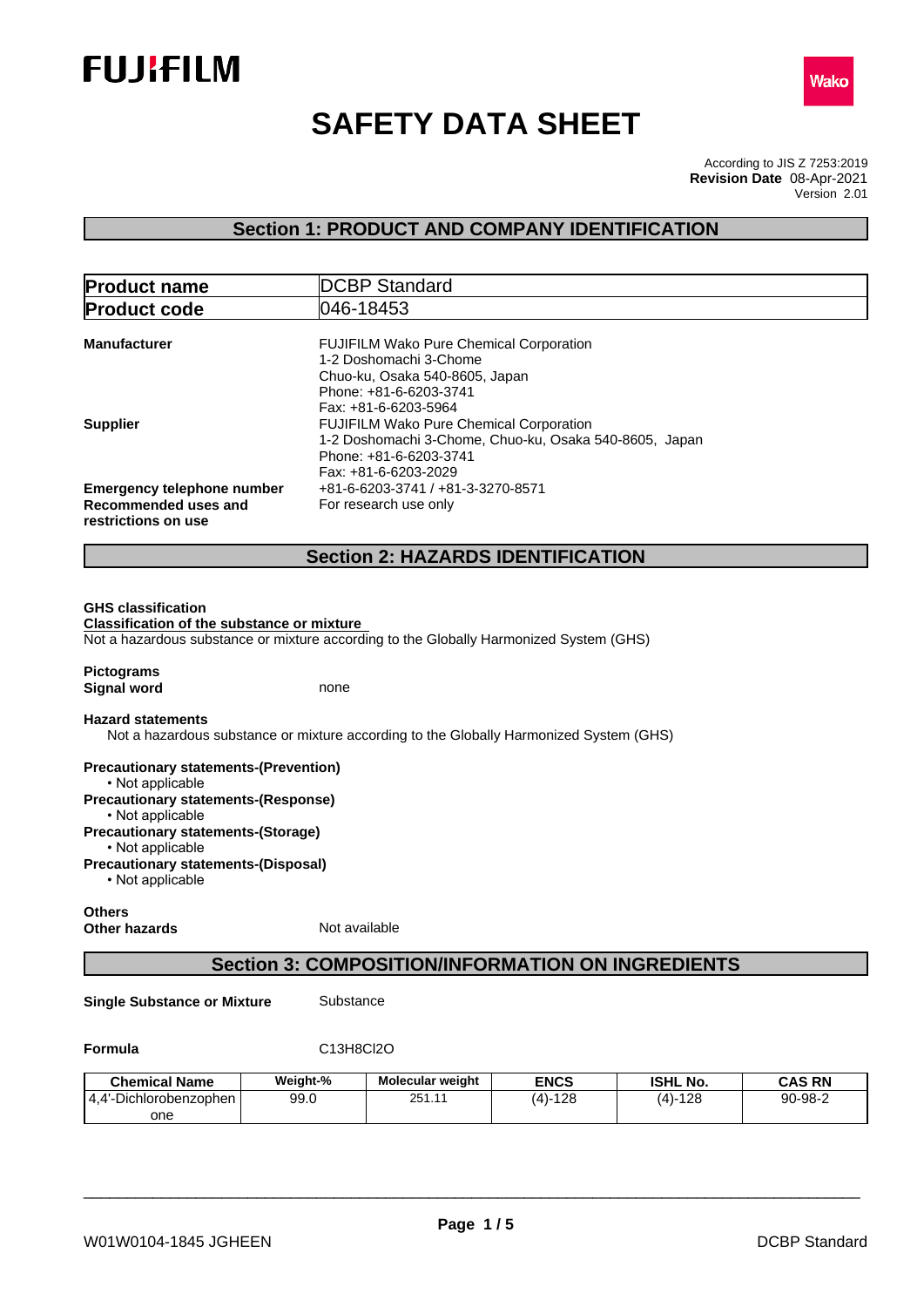FUJIFILM

Wako

# SAFETY DATA SHEET

According to JIS Z 7253:2019
**Revision Date** 08-Apr-2021
Version 2.01

## Section 1: PRODUCT AND COMPANY IDENTIFICATION

| **Product name** | DCBP Standard |
|---|---|
| **Product code** | 046-18453 |

**Manufacturer**
FUJIFILM Wako Pure Chemical Corporation
1-2 Doshomachi 3-Chome
Chuo-ku, Osaka 540-8605, Japan
Phone: +81-6-6203-3741
Fax: +81-6-6203-5964

**Supplier**
FUJIFILM Wako Pure Chemical Corporation
1-2 Doshomachi 3-Chome, Chuo-ku, Osaka 540-8605, Japan
Phone: +81-6-6203-3741
Fax: +81-6-6203-2029

**Emergency telephone number** +81-6-6203-3741 / +81-3-3270-8571

**Recommended uses and restrictions on use** For research use only

## Section 2: HAZARDS IDENTIFICATION

**GHS classification**

**Classification of the substance or mixture**

Not a hazardous substance or mixture according to the Globally Harmonized System (GHS)

**Pictograms**

**Signal word** none

**Hazard statements**

Not a hazardous substance or mixture according to the Globally Harmonized System (GHS)

**Precautionary statements-(Prevention)**
- Not applicable

**Precautionary statements-(Response)**
- Not applicable

**Precautionary statements-(Storage)**
- Not applicable

**Precautionary statements-(Disposal)**
- Not applicable

**Others**

**Other hazards** Not available

## Section 3: COMPOSITION/INFORMATION ON INGREDIENTS

**Single Substance or Mixture** Substance

**Formula** $C_{13}H_8Cl_2O$

| Chemical Name | Weight-% | Molecular weight | ENCS | ISHL No. | CAS RN |
|---|---|---|---|---|---|
| 4,4'-Dichlorobenzophenone | 99.0 | 251.11 | (4)-128 | (4)-128 | 90-98-2 |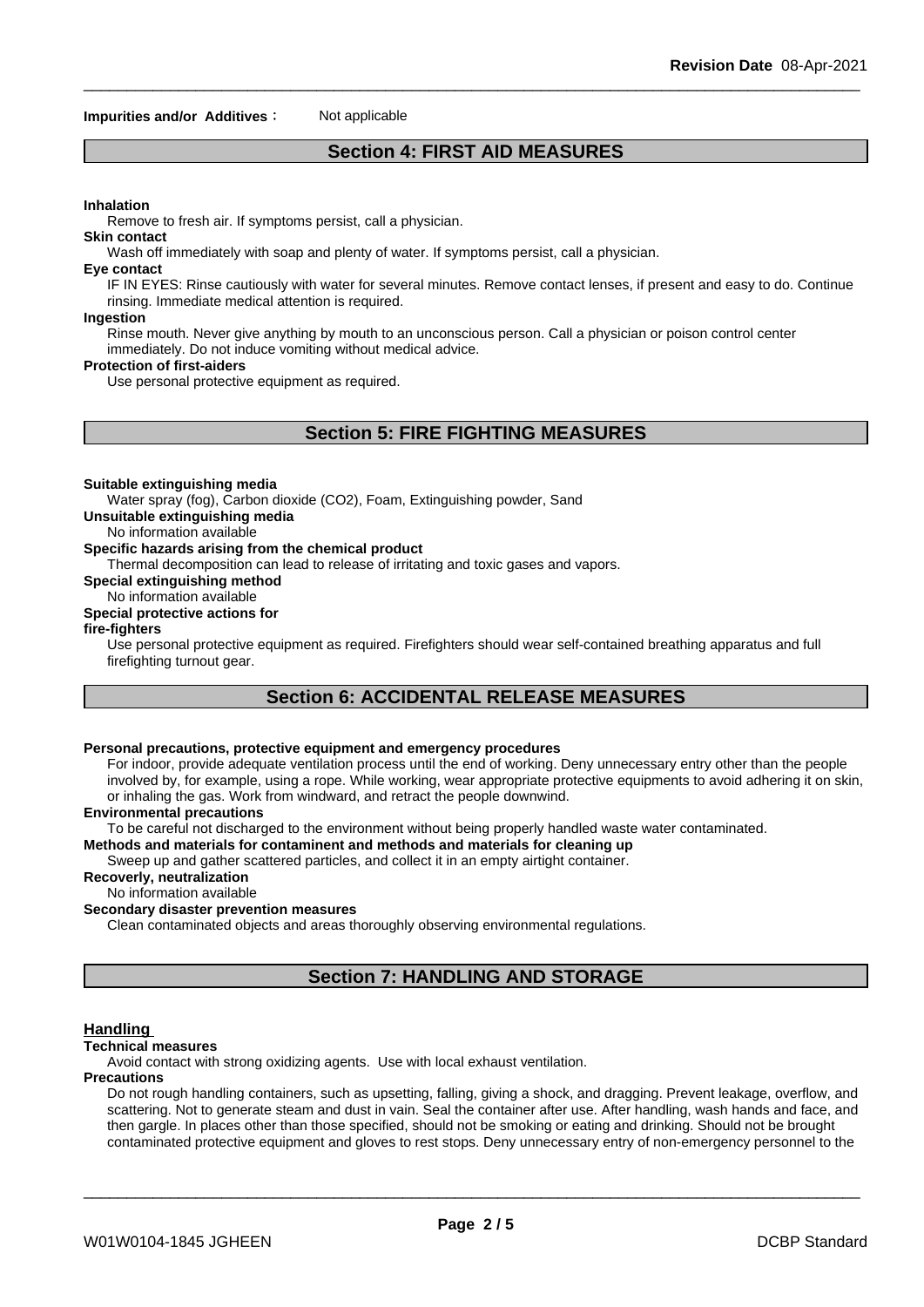**Impurities and/or Additives**： Not applicable

## Section 4: FIRST AID MEASURES

**Inhalation**

Remove to fresh air. If symptoms persist, call a physician.

**Skin contact**

Wash off immediately with soap and plenty of water. If symptoms persist, call a physician.

**Eye contact**

IF IN EYES: Rinse cautiously with water for several minutes. Remove contact lenses, if present and easy to do. Continue rinsing. Immediate medical attention is required.

**Ingestion**

Rinse mouth. Never give anything by mouth to an unconscious person. Call a physician or poison control center immediately. Do not induce vomiting without medical advice.

**Protection of first-aiders**

Use personal protective equipment as required.

## Section 5: FIRE FIGHTING MEASURES

**Suitable extinguishing media**

Water spray (fog), Carbon dioxide ($CO_2$), Foam, Extinguishing powder, Sand

**Unsuitable extinguishing media**

No information available

**Specific hazards arising from the chemical product**

Thermal decomposition can lead to release of irritating and toxic gases and vapors.

**Special extinguishing method**

No information available

**Special protective actions for fire-fighters**

Use personal protective equipment as required. Firefighters should wear self-contained breathing apparatus and full firefighting turnout gear.

## Section 6: ACCIDENTAL RELEASE MEASURES

**Personal precautions, protective equipment and emergency procedures**

For indoor, provide adequate ventilation process until the end of working. Deny unnecessary entry other than the people involved by, for example, using a rope. While working, wear appropriate protective equipments to avoid adhering it on skin, or inhaling the gas. Work from windward, and retract the people downwind.

**Environmental precautions**

To be careful not discharged to the environment without being properly handled waste water contaminated.

**Methods and materials for contaminent and methods and materials for cleaning up**

Sweep up and gather scattered particles, and collect it in an empty airtight container.

**Recoverly, neutralization**

No information available

**Secondary disaster prevention measures**

Clean contaminated objects and areas thoroughly observing environmental regulations.

## Section 7: HANDLING AND STORAGE

### Handling

**Technical measures**

Avoid contact with strong oxidizing agents. Use with local exhaust ventilation.

**Precautions**

Do not rough handling containers, such as upsetting, falling, giving a shock, and dragging. Prevent leakage, overflow, and scattering. Not to generate steam and dust in vain. Seal the container after use. After handling, wash hands and face, and then gargle. In places other than those specified, should not be smoking or eating and drinking. Should not be brought contaminated protective equipment and gloves to rest stops. Deny unnecessary entry of non-emergency personnel to the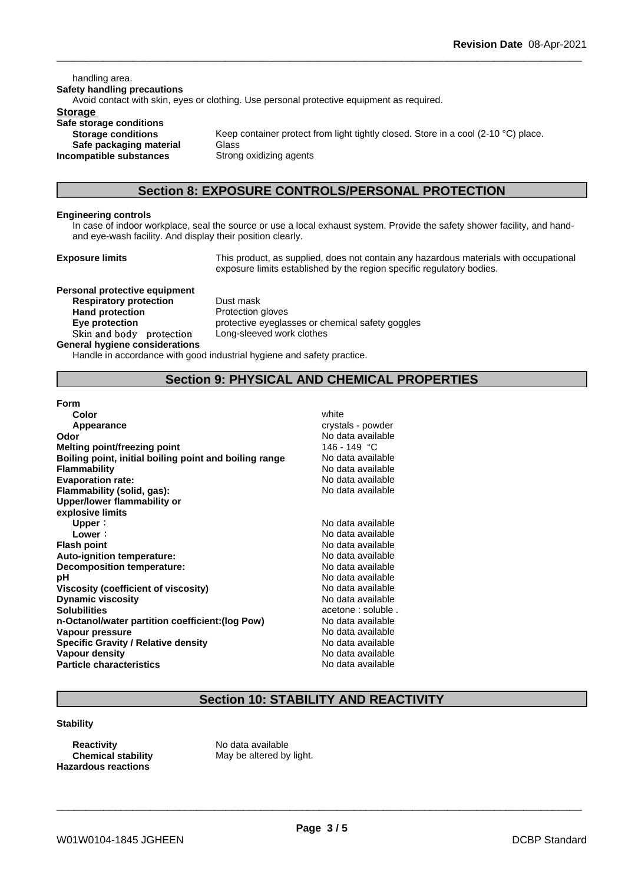handling area.

**Safety handling precautions**

Avoid contact with skin, eyes or clothing. Use personal protective equipment as required.

**Storage**

**Safe storage conditions**

| | |
|---|---|
| **Storage conditions** | Keep container protect from light tightly closed. Store in a cool (2-10 °C) place. |
| **Safe packaging material** | Glass |
| **Incompatible substances** | Strong oxidizing agents |

## Section 8: EXPOSURE CONTROLS/PERSONAL PROTECTION

**Engineering controls**

In case of indoor workplace, seal the source or use a local exhaust system. Provide the safety shower facility, and hand- and eye-wash facility. And display their position clearly.

| | |
|---|---|
| **Exposure limits** | This product, as supplied, does not contain any hazardous materials with occupational exposure limits established by the region specific regulatory bodies. |

**Personal protective equipment**

| | |
|---|---|
| **Respiratory protection** | Dust mask |
| **Hand protection** | Protection gloves |
| **Eye protection** | protective eyeglasses or chemical safety goggles |
| Skin and body protection | Long-sleeved work clothes |

**General hygiene considerations**

Handle in accordance with good industrial hygiene and safety practice.

## Section 9: PHYSICAL AND CHEMICAL PROPERTIES

| | |
|---|---|
| **Form** | |
| **Color** | white |
| **Appearance** | crystals - powder |
| **Odor** | No data available |
| **Melting point/freezing point** | 146 - 149 °C |
| **Boiling point, initial boiling point and boiling range** | No data available |
| **Flammability** | No data available |
| **Evaporation rate:** | No data available |
| **Flammability (solid, gas):** | No data available |
| **Upper/lower flammability or explosive limits** | |
| **Upper**: | No data available |
| **Lower**: | No data available |
| **Flash point** | No data available |
| **Auto-ignition temperature:** | No data available |
| **Decomposition temperature:** | No data available |
| **pH** | No data available |
| **Viscosity (coefficient of viscosity)** | No data available |
| **Dynamic viscosity** | No data available |
| **Solubilities** | acetone : soluble . |
| **n-Octanol/water partition coefficient:(log Pow)** | No data available |
| **Vapour pressure** | No data available |
| **Specific Gravity / Relative density** | No data available |
| **Vapour density** | No data available |
| **Particle characteristics** | No data available |

## Section 10: STABILITY AND REACTIVITY

**Stability**

| | |
|---|---|
| **Reactivity** | No data available |
| **Chemical stability** | May be altered by light. |
| **Hazardous reactions** | |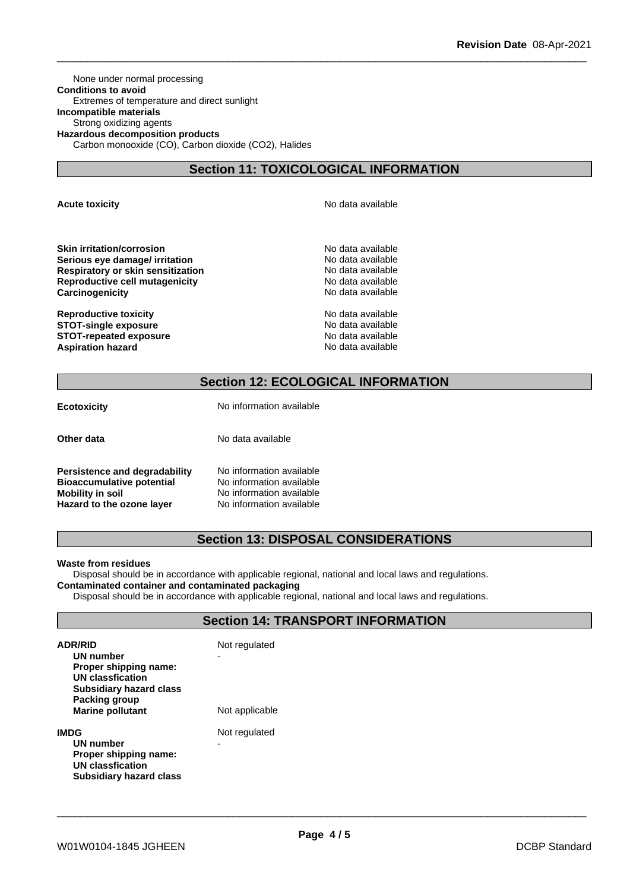None under normal processing

**Conditions to avoid**

Extremes of temperature and direct sunlight

**Incompatible materials**

Strong oxidizing agents

**Hazardous decomposition products**

Carbon monooxide (CO), Carbon dioxide ($CO_2$), Halides

## Section 11: TOXICOLOGICAL INFORMATION

| | |
|---|---|
| **Acute toxicity** | No data available |
| **Skin irritation/corrosion** | No data available |
| **Serious eye damage/ irritation** | No data available |
| **Respiratory or skin sensitization** | No data available |
| **Reproductive cell mutagenicity** | No data available |
| **Carcinogenicity** | No data available |
| **Reproductive toxicity** | No data available |
| **STOT-single exposure** | No data available |
| **STOT-repeated exposure** | No data available |
| **Aspiration hazard** | No data available |

## Section 12: ECOLOGICAL INFORMATION

| | |
|---|---|
| **Ecotoxicity** | No information available |
| **Other data** | No data available |
| **Persistence and degradability** | No information available |
| **Bioaccumulative potential** | No information available |
| **Mobility in soil** | No information available |
| **Hazard to the ozone layer** | No information available |

## Section 13: DISPOSAL CONSIDERATIONS

**Waste from residues**

Disposal should be in accordance with applicable regional, national and local laws and regulations.

**Contaminated container and contaminated packaging**

Disposal should be in accordance with applicable regional, national and local laws and regulations.

## Section 14: TRANSPORT INFORMATION

| | |
|---|---|
| **ADR/RID** | Not regulated |
| **UN number** | - |
| **Proper shipping name:** | |
| **UN classfication** | |
| **Subsidiary hazard class** | |
| **Packing group** | |
| **Marine pollutant** | Not applicable |
| **IMDG** | Not regulated |
| **UN number** | - |
| **Proper shipping name:** | |
| **UN classfication** | |
| **Subsidiary hazard class** | |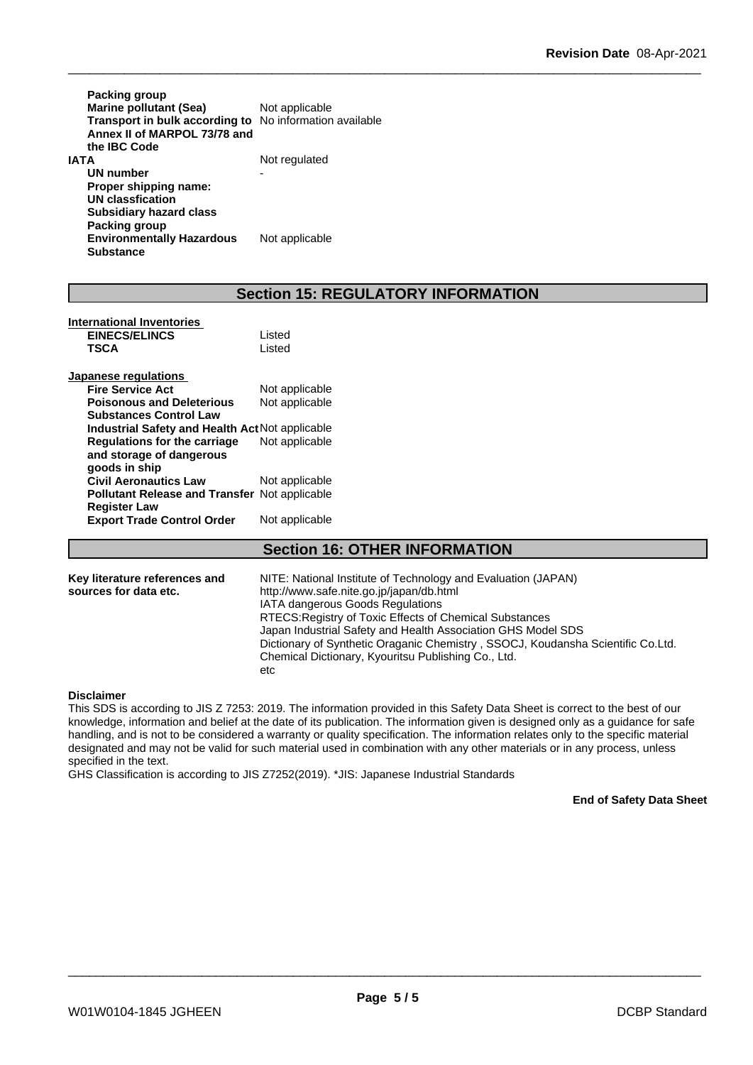| | |
|---|---|
| **Packing group** | |
| **Marine pollutant (Sea)** | Not applicable |
| **Transport in bulk according to Annex II of MARPOL 73/78 and the IBC Code** | No information available |
| **IATA** | Not regulated |
| **UN number** | - |
| **Proper shipping name:** | |
| **UN classfication** | |
| **Subsidiary hazard class** | |
| **Packing group** | |
| **Environmentally Hazardous Substance** | Not applicable |

## Section 15: REGULATORY INFORMATION

**International Inventories**

| | |
|---|---|
| **EINECS/ELINCS** | Listed |
| **TSCA** | Listed |

**Japanese regulations**

| | |
|---|---|
| **Fire Service Act** | Not applicable |
| **Poisonous and Deleterious Substances Control Law** | Not applicable |
| **Industrial Safety and Health Act** | Not applicable |
| **Regulations for the carriage and storage of dangerous goods in ship** | Not applicable |
| **Civil Aeronautics Law** | Not applicable |
| **Pollutant Release and Transfer Register Law** | Not applicable |
| **Export Trade Control Order** | Not applicable |

## Section 16: OTHER INFORMATION

**Key literature references and sources for data etc.**

NITE: National Institute of Technology and Evaluation (JAPAN)
http://www.safe.nite.go.jp/japan/db.html
IATA dangerous Goods Regulations
RTECS:Registry of Toxic Effects of Chemical Substances
Japan Industrial Safety and Health Association GHS Model SDS
Dictionary of Synthetic Oraganic Chemistry , SSOCJ, Koudansha Scientific Co.Ltd.
Chemical Dictionary, Kyouritsu Publishing Co., Ltd.
etc

**Disclaimer**

This SDS is according to JIS Z 7253: 2019. The information provided in this Safety Data Sheet is correct to the best of our knowledge, information and belief at the date of its publication. The information given is designed only as a guidance for safe handling, and is not to be considered a warranty or quality specification. The information relates only to the specific material designated and may not be valid for such material used in combination with any other materials or in any process, unless specified in the text.

GHS Classification is according to JIS Z7252(2019). *JIS: Japanese Industrial Standards

**End of Safety Data Sheet**